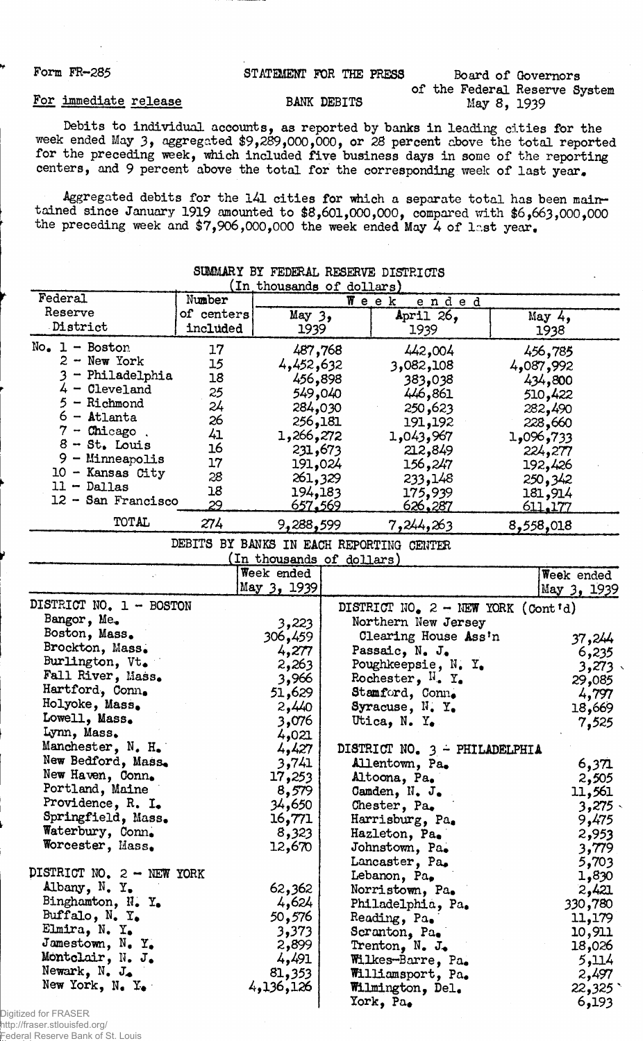Form FR-285

STATEMENT FOR THE PRESS

Board of Governors of the Federal Reserve System
May 8, 1939

For immediate release

BANK DEBITS

Debits to individual accounts, as reported by banks in leading cities for the week ended May 3, aggregated $9,289,000,000, or 28 percent above the total reported for the preceding week, which included five business days in some of the reporting centers, and 9 percent above the total for the corresponding week of last year.

Aggregated debits for the 141 cities for which a separate total has been maintained since January 1919 amounted to $8,601,000,000, compared with $6,663,000,000 the preceding week and $7,906,000,000 the week ended May 4 of last year.

## SUMMARY BY FEDERAL RESERVE DISTRICTS

(In thousands of dollars)

| Federal Reserve District | Number of centers included | Week ended May 3, 1939 | Week ended April 26, 1939 | Week ended May 4, 1938 |
|---|---|---|---|---|
| No. 1 - Boston | 17 | 487,768 | 442,004 | 456,785 |
| 2 - New York | 15 | 4,452,632 | 3,082,108 | 4,087,992 |
| 3 - Philadelphia | 18 | 456,898 | 383,038 | 434,800 |
| 4 - Cleveland | 25 | 549,040 | 446,861 | 510,422 |
| 5 - Richmond | 24 | 284,030 | 250,623 | 282,490 |
| 6 - Atlanta | 26 | 256,181 | 191,192 | 228,660 |
| 7 - Chicago | 41 | 1,266,272 | 1,043,967 | 1,096,733 |
| 8 - St. Louis | 16 | 231,673 | 212,849 | 224,277 |
| 9 - Minneapolis | 17 | 191,024 | 156,247 | 192,426 |
| 10 - Kansas City | 28 | 261,329 | 233,148 | 250,342 |
| 11 - Dallas | 18 | 194,183 | 175,939 | 181,914 |
| 12 - San Francisco | 29 | 657,569 | 626,287 | 611,177 |
| TOTAL | 274 | 9,288,599 | 7,244,263 | 8,558,018 |

## DEBITS BY BANKS IN EACH REPORTING CENTER

(In thousands of dollars)

| | Week ended May 3, 1939 | | Week ended May 3, 1939 |
|---|---|---|---|
| **DISTRICT NO. 1 - BOSTON** | | **DISTRICT NO. 2 - NEW YORK (Cont'd)** | |
| Bangor, Me. | 3,223 | Northern New Jersey Clearing House Ass'n | 37,244 |
| Boston, Mass. | 306,459 | Passaic, N. J. | 6,235 |
| Brockton, Mass. | 4,277 | Poughkeepsie, N. Y. | 3,273 |
| Burlington, Vt. | 2,263 | Rochester, N. Y. | 29,085 |
| Fall River, Mass. | 3,966 | Stamford, Conn. | 4,797 |
| Hartford, Conn. | 51,629 | Syracuse, N. Y. | 18,669 |
| Holyoke, Mass. | 2,440 | Utica, N. Y. | 7,525 |
| Lowell, Mass. | 3,076 | | |
| Lynn, Mass. | 4,021 | | |
| Manchester, N. H. | 4,427 | **DISTRICT NO. 3 - PHILADELPHIA** | |
| New Bedford, Mass. | 3,741 | Allentown, Pa. | 6,371 |
| New Haven, Conn. | 17,253 | Altoona, Pa. | 2,505 |
| Portland, Maine | 8,579 | Camden, N. J. | 11,561 |
| Providence, R. I. | 34,650 | Chester, Pa. | 3,275 |
| Springfield, Mass. | 16,771 | Harrisburg, Pa. | 9,475 |
| Waterbury, Conn. | 8,323 | Hazleton, Pa. | 2,953 |
| Worcester, Mass. | 12,670 | Johnstown, Pa. | 3,779 |
| | | Lancaster, Pa. | 5,703 |
| **DISTRICT NO. 2 - NEW YORK** | | Lebanon, Pa. | 1,830 |
| Albany, N. Y. | 62,362 | Norristown, Pa. | 2,421 |
| Binghamton, N. Y. | 4,624 | Philadelphia, Pa. | 330,780 |
| Buffalo, N. Y. | 50,576 | Reading, Pa. | 11,179 |
| Elmira, N. Y. | 3,373 | Scranton, Pa. | 10,911 |
| Jamestown, N. Y. | 2,899 | Trenton, N. J. | 18,026 |
| Montclair, N. J. | 4,491 | Wilkes-Barre, Pa. | 5,114 |
| Newark, N. J. | 81,353 | Williamsport, Pa. | 2,497 |
| New York, N. Y. | 4,136,126 | Wilmington, Del. | 22,325 |
| | | York, Pa. | 6,193 |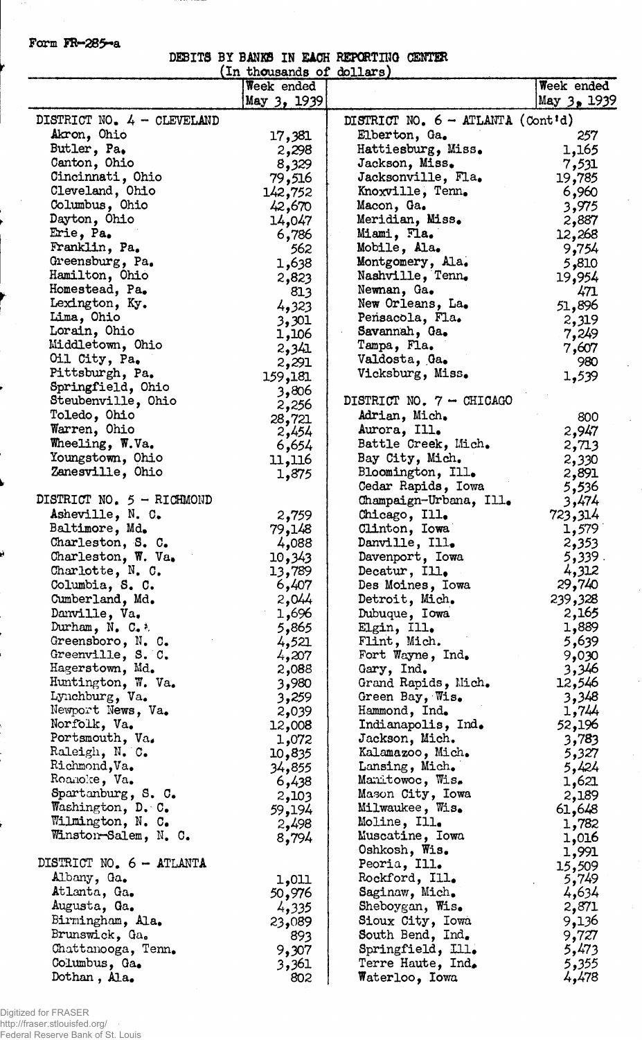Form FR-285-a

DEBITS BY BANKS IN EACH REPORTING CENTER

(In thousands of dollars)

| | Week ended May 3, 1939 |
|---|---|
| **DISTRICT NO. 4 - CLEVELAND** | |
| Akron, Ohio | 17,381 |
| Butler, Pa. | 2,298 |
| Canton, Ohio | 8,329 |
| Cincinnati, Ohio | 79,516 |
| Cleveland, Ohio | 142,752 |
| Columbus, Ohio | 42,670 |
| Dayton, Ohio | 14,047 |
| Erie, Pa. | 6,786 |
| Franklin, Pa. | 562 |
| Greensburg, Pa. | 1,638 |
| Hamilton, Ohio | 2,823 |
| Homestead, Pa. | 813 |
| Lexington, Ky. | 4,323 |
| Lima, Ohio | 3,301 |
| Lorain, Ohio | 1,106 |
| Middletown, Ohio | 2,341 |
| Oil City, Pa. | 2,291 |
| Pittsburgh, Pa. | 159,181 |
| Springfield, Ohio | 3,806 |
| Steubenville, Ohio | 2,256 |
| Toledo, Ohio | 28,721 |
| Warren, Ohio | 2,454 |
| Wheeling, W.Va. | 6,654 |
| Youngstown, Ohio | 11,116 |
| Zanesville, Ohio | 1,875 |
| **DISTRICT NO. 5 - RICHMOND** | |
| Asheville, N. C. | 2,759 |
| Baltimore, Md. | 79,148 |
| Charleston, S. C. | 4,088 |
| Charleston, W. Va. | 10,343 |
| Charlotte, N. C. | 13,789 |
| Columbia, S. C. | 6,407 |
| Cumberland, Md. | 2,044 |
| Danville, Va. | 1,696 |
| Durham, N. C. | 5,865 |
| Greensboro, N. C. | 4,521 |
| Greenville, S. C. | 4,207 |
| Hagerstown, Md. | 2,088 |
| Huntington, W. Va. | 3,980 |
| Lynchburg, Va. | 3,259 |
| Newport News, Va. | 2,039 |
| Norfolk, Va. | 12,008 |
| Portsmouth, Va. | 1,072 |
| Raleigh, N. C. | 10,835 |
| Richmond, Va. | 34,855 |
| Roanoke, Va. | 6,438 |
| Spartanburg, S. C. | 2,103 |
| Washington, D. C. | 59,194 |
| Wilmington, N. C. | 2,498 |
| Winston-Salem, N. C. | 8,794 |
| **DISTRICT NO. 6 - ATLANTA** | |
| Albany, Ga. | 1,011 |
| Atlanta, Ga. | 50,976 |
| Augusta, Ga. | 4,335 |
| Birmingham, Ala. | 23,089 |
| Brunswick, Ga. | 893 |
| Chattanooga, Tenn. | 9,307 |
| Columbus, Ga. | 3,361 |
| Dothan, Ala. | 802 |
| **DISTRICT NO. 6 - ATLANTA (Cont'd)** | |
| Elberton, Ga. | 257 |
| Hattiesburg, Miss. | 1,165 |
| Jackson, Miss. | 7,531 |
| Jacksonville, Fla. | 19,785 |
| Knoxville, Tenn. | 6,960 |
| Macon, Ga. | 3,975 |
| Meridian, Miss. | 2,887 |
| Miami, Fla. | 12,268 |
| Mobile, Ala. | 9,754 |
| Montgomery, Ala. | 5,810 |
| Nashville, Tenn. | 19,954 |
| Newnan, Ga. | 471 |
| New Orleans, La. | 51,896 |
| Pensacola, Fla. | 2,319 |
| Savannah, Ga. | 7,249 |
| Tampa, Fla. | 7,607 |
| Valdosta, Ga. | 980 |
| Vicksburg, Miss. | 1,539 |
| **DISTRICT NO. 7 - CHICAGO** | |
| Adrian, Mich. | 800 |
| Aurora, Ill. | 2,947 |
| Battle Creek, Mich. | 2,713 |
| Bay City, Mich. | 2,330 |
| Bloomington, Ill. | 2,891 |
| Cedar Rapids, Iowa | 5,536 |
| Champaign-Urbana, Ill. | 3,474 |
| Chicago, Ill. | 723,314 |
| Clinton, Iowa | 1,579 |
| Danville, Ill. | 2,353 |
| Davenport, Iowa | 5,339 |
| Decatur, Ill. | 4,312 |
| Des Moines, Iowa | 29,740 |
| Detroit, Mich. | 239,328 |
| Dubuque, Iowa | 2,165 |
| Elgin, Ill. | 1,889 |
| Flint, Mich. | 5,639 |
| Fort Wayne, Ind. | 9,030 |
| Gary, Ind. | 3,346 |
| Grand Rapids, Mich. | 12,546 |
| Green Bay, Wis. | 3,348 |
| Hammond, Ind. | 1,744 |
| Indianapolis, Ind. | 52,196 |
| Jackson, Mich. | 3,783 |
| Kalamazoo, Mich. | 5,327 |
| Lansing, Mich. | 5,424 |
| Manitowoc, Wis. | 1,621 |
| Mason City, Iowa | 2,189 |
| Milwaukee, Wis. | 61,648 |
| Moline, Ill. | 1,782 |
| Muscatine, Iowa | 1,016 |
| Oshkosh, Wis. | 1,991 |
| Peoria, Ill. | 15,509 |
| Rockford, Ill. | 5,749 |
| Saginaw, Mich. | 4,634 |
| Sheboygan, Wis. | 2,871 |
| Sioux City, Iowa | 9,136 |
| South Bend, Ind. | 9,727 |
| Springfield, Ill. | 5,473 |
| Terre Haute, Ind. | 5,355 |
| Waterloo, Iowa | 4,478 |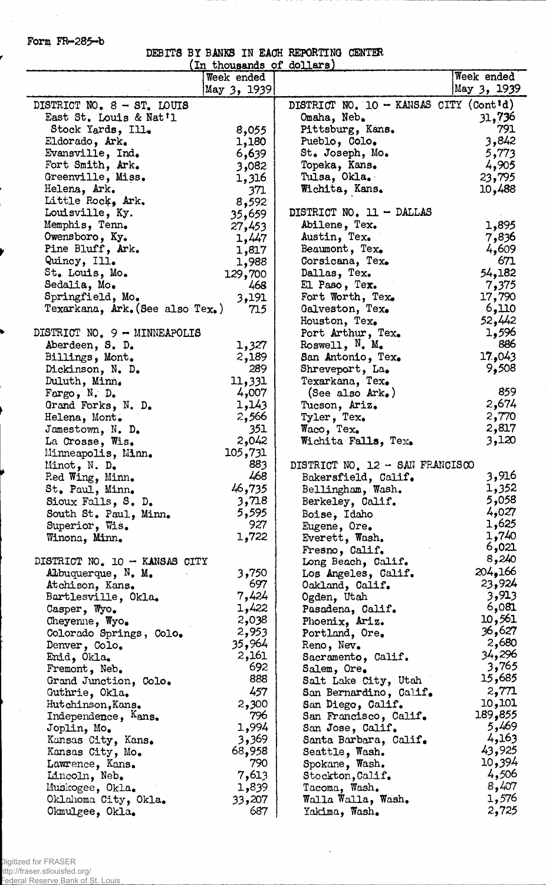Form FR-285-b

DEBITS BY BANKS IN EACH REPORTING CENTER
(In thousands of dollars)

| | Week ended May 3, 1939 | | Week ended May 3, 1939 |
|---|---|---|---|
| DISTRICT NO. 8 - ST. LOUIS | | DISTRICT NO. 10 - KANSAS CITY (Cont'd) | |
| East St. Louis & Nat'l Stock Yards, Ill. | 8,055 | Omaha, Neb. | 31,736 |
| Eldorado, Ark. | 1,180 | Pittsburg, Kans. | 791 |
| Evansville, Ind. | 6,639 | Pueblo, Colo. | 3,842 |
| Fort Smith, Ark. | 3,082 | St. Joseph, Mo. | 5,773 |
| Greenville, Miss. | 1,316 | Topeka, Kans. | 4,905 |
| Helena, Ark. | 371 | Tulsa, Okla. | 23,795 |
| Little Rock, Ark. | 8,592 | Wichita, Kans. | 10,488 |
| Louisville, Ky. | 35,659 | | |
| Memphis, Tenn. | 27,453 | DISTRICT NO. 11 - DALLAS | |
| Owensboro, Ky. | 1,447 | Abilene, Tex. | 1,895 |
| Pine Bluff, Ark. | 1,817 | Austin, Tex. | 7,836 |
| Quincy, Ill. | 1,988 | Beaumont, Tex. | 4,609 |
| St. Louis, Mo. | 129,700 | Corsicana, Tex. | 671 |
| Sedalia, Mo. | 468 | Dallas, Tex. | 54,182 |
| Springfield, Mo. | 3,191 | El Paso, Tex. | 7,375 |
| Texarkana, Ark. (See also Tex.) | 715 | Fort Worth, Tex. | 17,790 |
| | | Galveston, Tex. | 6,110 |
| DISTRICT NO. 9 - MINNEAPOLIS | | Houston, Tex. | 52,442 |
| Aberdeen, S. D. | 1,327 | Port Arthur, Tex. | 1,596 |
| Billings, Mont. | 2,189 | Roswell, N. M. | 886 |
| Dickinson, N. D. | 289 | San Antonio, Tex. | 17,043 |
| Duluth, Minn. | 11,331 | Shreveport, La. | 9,508 |
| Fargo, N. D. | 4,007 | Texarkana, Tex. (See also Ark.) | 859 |
| Grand Forks, N. D. | 1,143 | Tucson, Ariz. | 2,674 |
| Helena, Mont. | 2,566 | Tyler, Tex. | 2,770 |
| Jamestown, N. D. | 351 | Waco, Tex. | 2,817 |
| La Crosse, Wis. | 2,042 | Wichita Falls, Tex. | 3,120 |
| Minneapolis, Minn. | 105,731 | | |
| Minot, N. D. | 883 | DISTRICT NO. 12 - SAN FRANCISCO | |
| Red Wing, Minn. | 468 | Bakersfield, Calif. | 3,916 |
| St. Paul, Minn. | 46,735 | Bellingham, Wash. | 1,352 |
| Sioux Falls, S. D. | 3,718 | Berkeley, Calif. | 5,058 |
| South St. Paul, Minn. | 5,595 | Boise, Idaho | 4,027 |
| Superior, Wis. | 927 | Eugene, Ore. | 1,625 |
| Winona, Minn. | 1,722 | Everett, Wash. | 1,740 |
| | | Fresno, Calif. | 6,021 |
| DISTRICT NO. 10 - KANSAS CITY | | Long Beach, Calif. | 8,240 |
| Albuquerque, N. M. | 3,750 | Los Angeles, Calif. | 204,166 |
| Atchison, Kans. | 697 | Oakland, Calif. | 23,924 |
| Bartlesville, Okla. | 7,424 | Ogden, Utah | 3,913 |
| Casper, Wyo. | 1,422 | Pasadena, Calif. | 6,081 |
| Cheyenne, Wyo. | 2,038 | Phoenix, Ariz. | 10,561 |
| Colorado Springs, Colo. | 2,953 | Portland, Ore. | 36,627 |
| Denver, Colo. | 35,964 | Reno, Nev. | 2,680 |
| Enid, Okla. | 2,161 | Sacramento, Calif. | 34,296 |
| Fremont, Neb. | 692 | Salem, Ore. | 3,765 |
| Grand Junction, Colo. | 888 | Salt Lake City, Utah | 15,685 |
| Guthrie, Okla. | 457 | San Bernardino, Calif. | 2,771 |
| Hutchinson, Kans. | 2,300 | San Diego, Calif. | 10,101 |
| Independence, Kans. | 796 | San Francisco, Calif. | 189,855 |
| Joplin, Mo. | 1,994 | San Jose, Calif. | 5,469 |
| Kansas City, Kans. | 3,369 | Santa Barbara, Calif. | 4,163 |
| Kansas City, Mo. | 68,958 | Seattle, Wash. | 43,925 |
| Lawrence, Kans. | 790 | Spokane, Wash. | 10,394 |
| Lincoln, Neb. | 7,613 | Stockton, Calif. | 4,506 |
| Muskogee, Okla. | 1,839 | Tacoma, Wash. | 8,407 |
| Oklahoma City, Okla. | 33,207 | Walla Walla, Wash. | 1,576 |
| Okmulgee, Okla. | 687 | Yakima, Wash. | 2,725 |